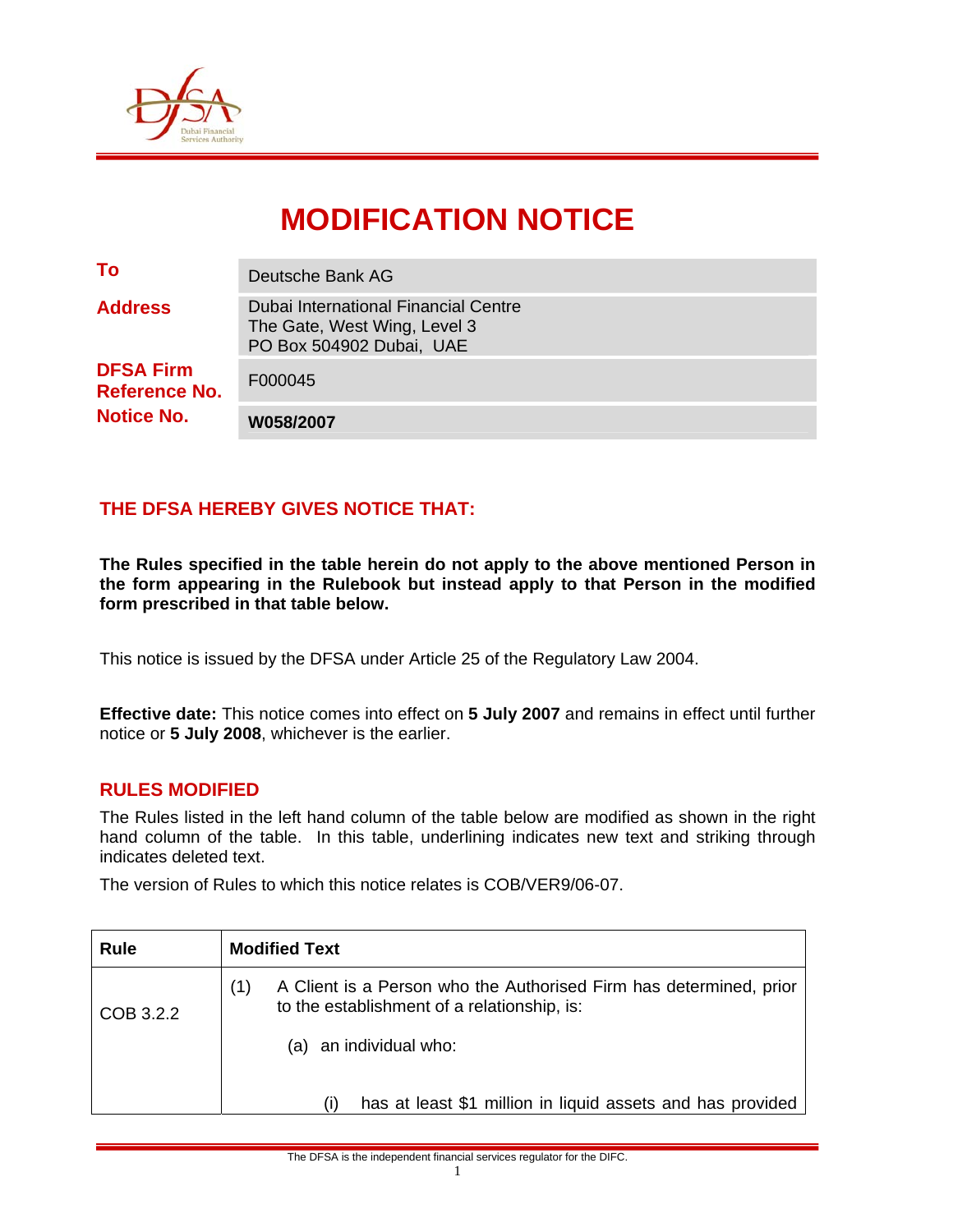# MODIFICATION NOTICE

| | |
|---|---|
| **To** | Deutsche Bank AG |
| **Address** | Dubai International Financial Centre<br>The Gate, West Wing, Level 3<br>PO Box 504902 Dubai, UAE |
| **DFSA Firm Reference No.** | F000045 |
| **Notice No.** | **W058/2007** |

## THE DFSA HEREBY GIVES NOTICE THAT:

**The Rules specified in the table herein do not apply to the above mentioned Person in the form appearing in the Rulebook but instead apply to that Person in the modified form prescribed in that table below.**

This notice is issued by the DFSA under Article 25 of the Regulatory Law 2004.

**Effective date:** This notice comes into effect on **5 July 2007** and remains in effect until further notice or **5 July 2008**, whichever is the earlier.

## RULES MODIFIED

The Rules listed in the left hand column of the table below are modified as shown in the right hand column of the table. In this table, underlining indicates new text and striking through indicates deleted text.

The version of Rules to which this notice relates is COB/VER9/06-07.

| Rule | Modified Text |
|---|---|
| COB 3.2.2 | (1) A Client is a Person who the Authorised Firm has determined, prior to the establishment of a relationship, is:<br><br>(a) an individual who:<br><br>(i) has at least $1 million in liquid assets and has provided |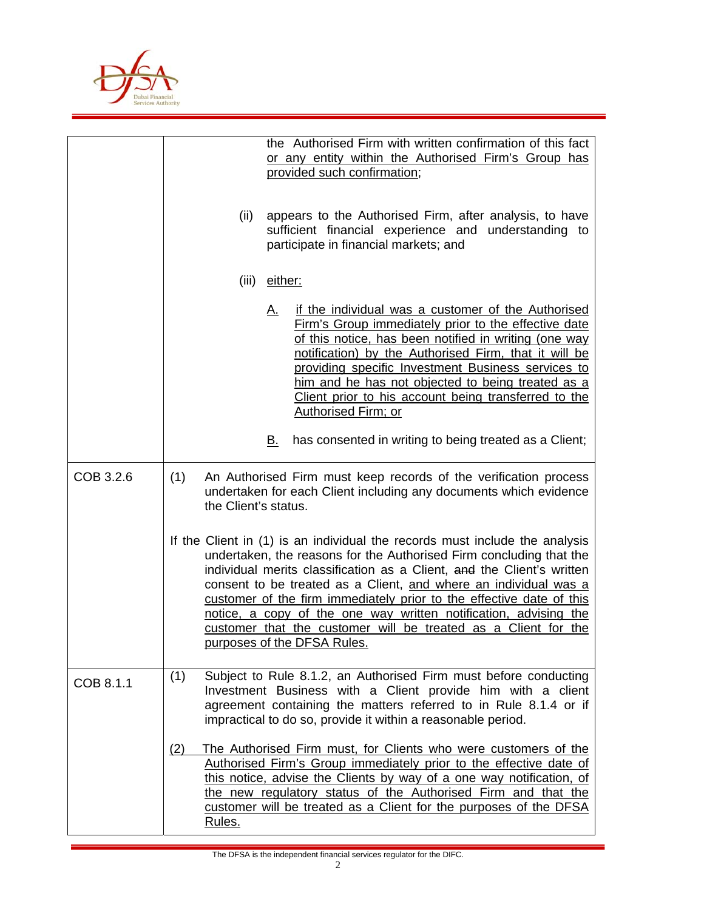| | |
|---|---|
| | the Authorised Firm with written confirmation of this fact or any entity within the Authorised Firm's Group has provided such confirmation;<br><br>(ii) appears to the Authorised Firm, after analysis, to have sufficient financial experience and understanding to participate in financial markets; and<br><br>(iii) either:<br><br>A. if the individual was a customer of the Authorised Firm's Group immediately prior to the effective date of this notice, has been notified in writing (one way notification) by the Authorised Firm, that it will be providing specific Investment Business services to him and he has not objected to being treated as a Client prior to his account being transferred to the Authorised Firm; or<br><br>B. has consented in writing to being treated as a Client; |
| COB 3.2.6 | (1) An Authorised Firm must keep records of the verification process undertaken for each Client including any documents which evidence the Client's status.<br><br>If the Client in (1) is an individual the records must include the analysis undertaken, the reasons for the Authorised Firm concluding that the individual merits classification as a Client, ~~and~~ the Client's written consent to be treated as a Client, and where an individual was a customer of the firm immediately prior to the effective date of this notice, a copy of the one way written notification, advising the customer that the customer will be treated as a Client for the purposes of the DFSA Rules. |
| COB 8.1.1 | (1) Subject to Rule 8.1.2, an Authorised Firm must before conducting Investment Business with a Client provide him with a client agreement containing the matters referred to in Rule 8.1.4 or if impractical to do so, provide it within a reasonable period.<br><br>(2) The Authorised Firm must, for Clients who were customers of the Authorised Firm's Group immediately prior to the effective date of this notice, advise the Clients by way of a one way notification, of the new regulatory status of the Authorised Firm and that the customer will be treated as a Client for the purposes of the DFSA Rules. |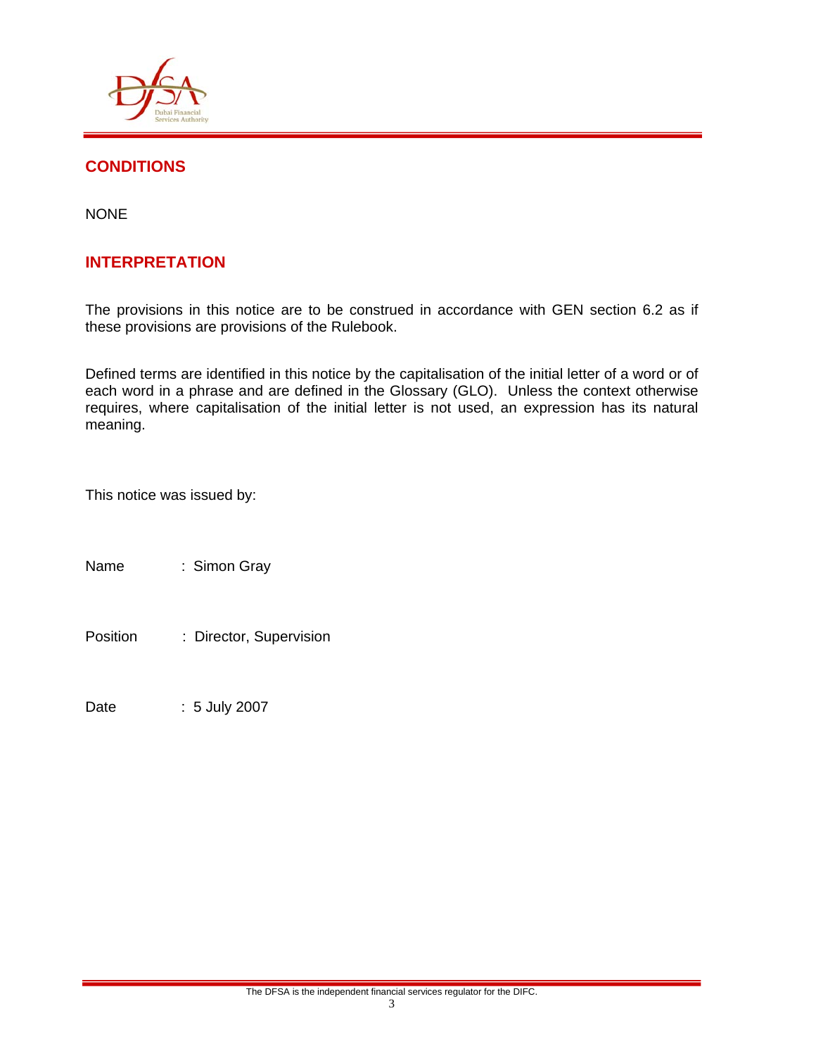## CONDITIONS

NONE

## INTERPRETATION

The provisions in this notice are to be construed in accordance with GEN section 6.2 as if these provisions are provisions of the Rulebook.

Defined terms are identified in this notice by the capitalisation of the initial letter of a word or of each word in a phrase and are defined in the Glossary (GLO). Unless the context otherwise requires, where capitalisation of the initial letter is not used, an expression has its natural meaning.

This notice was issued by:

Name : Simon Gray

Position : Director, Supervision

Date : 5 July 2007